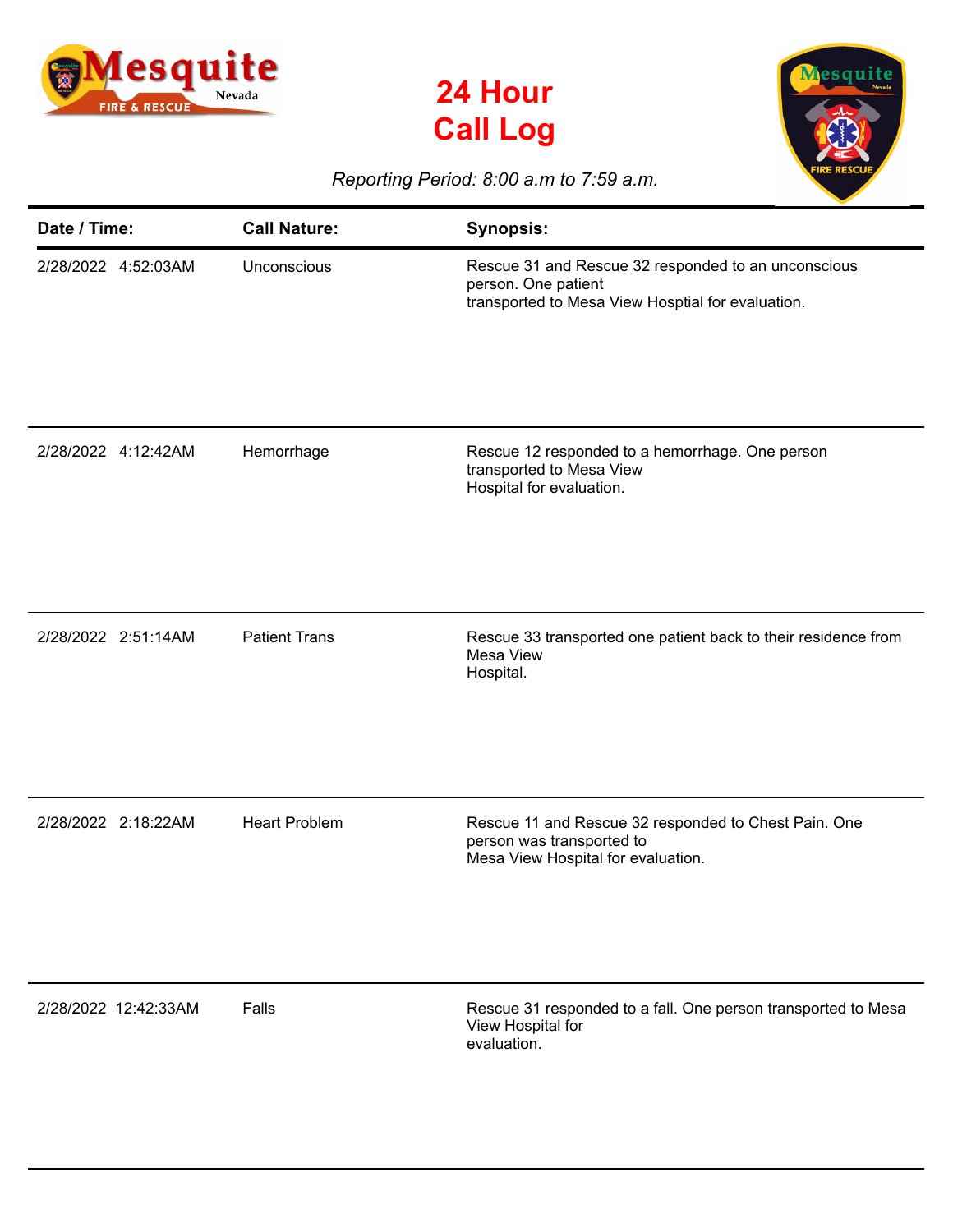# 24 Hour Call Log

*Reporting Period: 8:00 a.m to 7:59 a.m.*

| Date / Time: | Call Nature: | Synopsis: |
|---|---|---|
| 2/28/2022 4:52:03AM | Unconscious | Rescue 31 and Rescue 32 responded to an unconscious person. One patient transported to Mesa View Hosptial for evaluation. |
| 2/28/2022 4:12:42AM | Hemorrhage | Rescue 12 responded to a hemorrhage. One person transported to Mesa View Hospital for evaluation. |
| 2/28/2022 2:51:14AM | Patient Trans | Rescue 33 transported one patient back to their residence from Mesa View Hospital. |
| 2/28/2022 2:18:22AM | Heart Problem | Rescue 11 and Rescue 32 responded to Chest Pain. One person was transported to Mesa View Hospital for evaluation. |
| 2/28/2022 12:42:33AM | Falls | Rescue 31 responded to a fall. One person transported to Mesa View Hospital for evaluation. |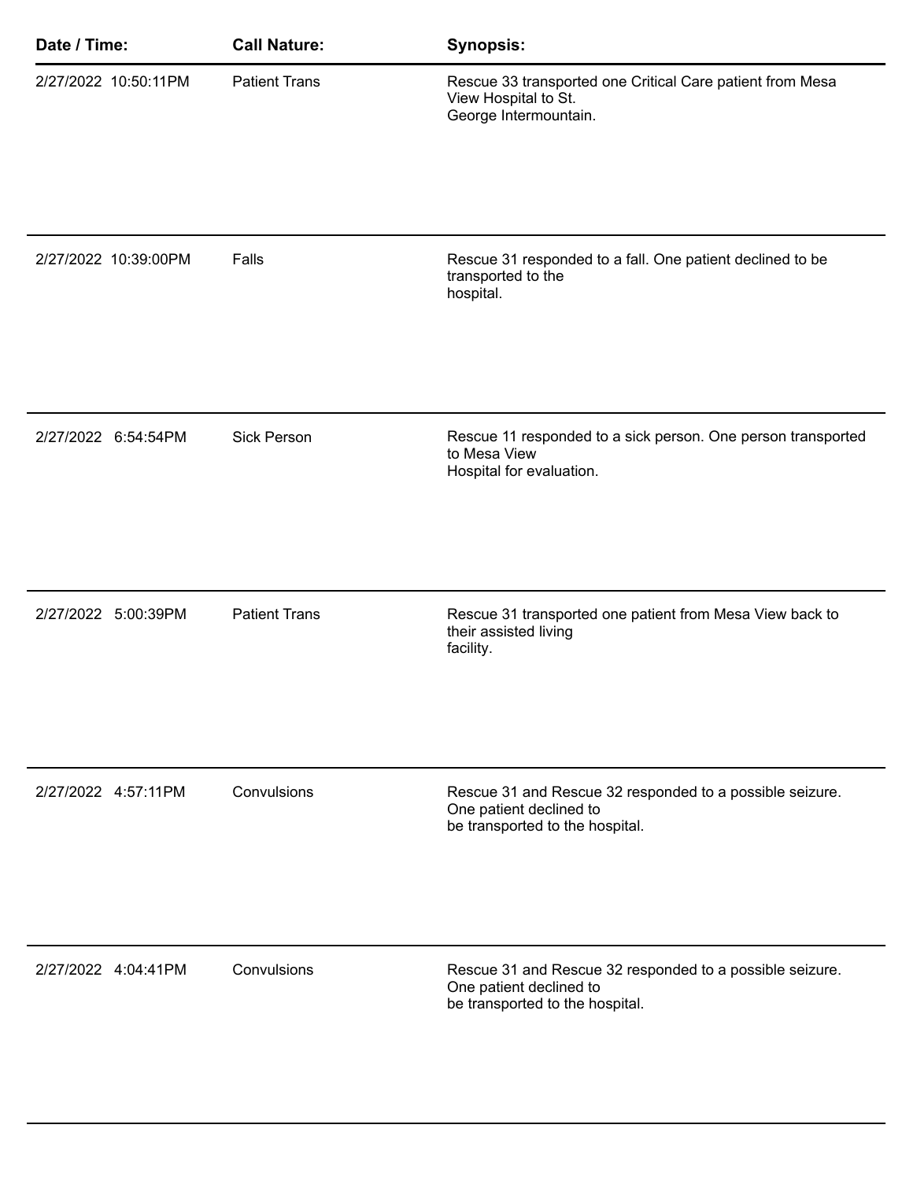| Date / Time: | Call Nature: | Synopsis: |
| --- | --- | --- |
| 2/27/2022 10:50:11PM | Patient Trans | Rescue 33 transported one Critical Care patient from Mesa View Hospital to St. George Intermountain. |
| 2/27/2022 10:39:00PM | Falls | Rescue 31 responded to a fall. One patient declined to be transported to the hospital. |
| 2/27/2022 6:54:54PM | Sick Person | Rescue 11 responded to a sick person. One person transported to Mesa View Hospital for evaluation. |
| 2/27/2022 5:00:39PM | Patient Trans | Rescue 31 transported one patient from Mesa View back to their assisted living facility. |
| 2/27/2022 4:57:11PM | Convulsions | Rescue 31 and Rescue 32 responded to a possible seizure. One patient declined to be transported to the hospital. |
| 2/27/2022 4:04:41PM | Convulsions | Rescue 31 and Rescue 32 responded to a possible seizure. One patient declined to be transported to the hospital. |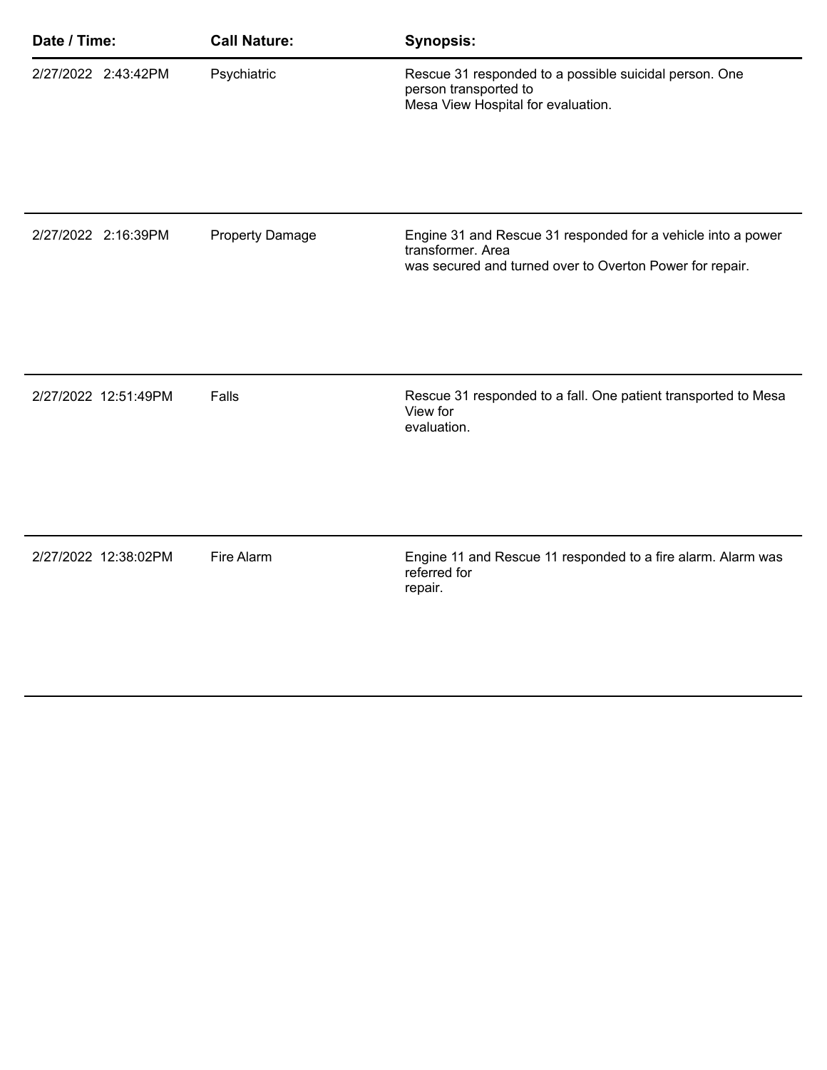| Date / Time: | Call Nature: | Synopsis: |
| --- | --- | --- |
| 2/27/2022 2:43:42PM | Psychiatric | Rescue 31 responded to a possible suicidal person. One person transported to Mesa View Hospital for evaluation. |
| 2/27/2022 2:16:39PM | Property Damage | Engine 31 and Rescue 31 responded for a vehicle into a power transformer. Area was secured and turned over to Overton Power for repair. |
| 2/27/2022 12:51:49PM | Falls | Rescue 31 responded to a fall. One patient transported to Mesa View for evaluation. |
| 2/27/2022 12:38:02PM | Fire Alarm | Engine 11 and Rescue 11 responded to a fire alarm. Alarm was referred for repair. |